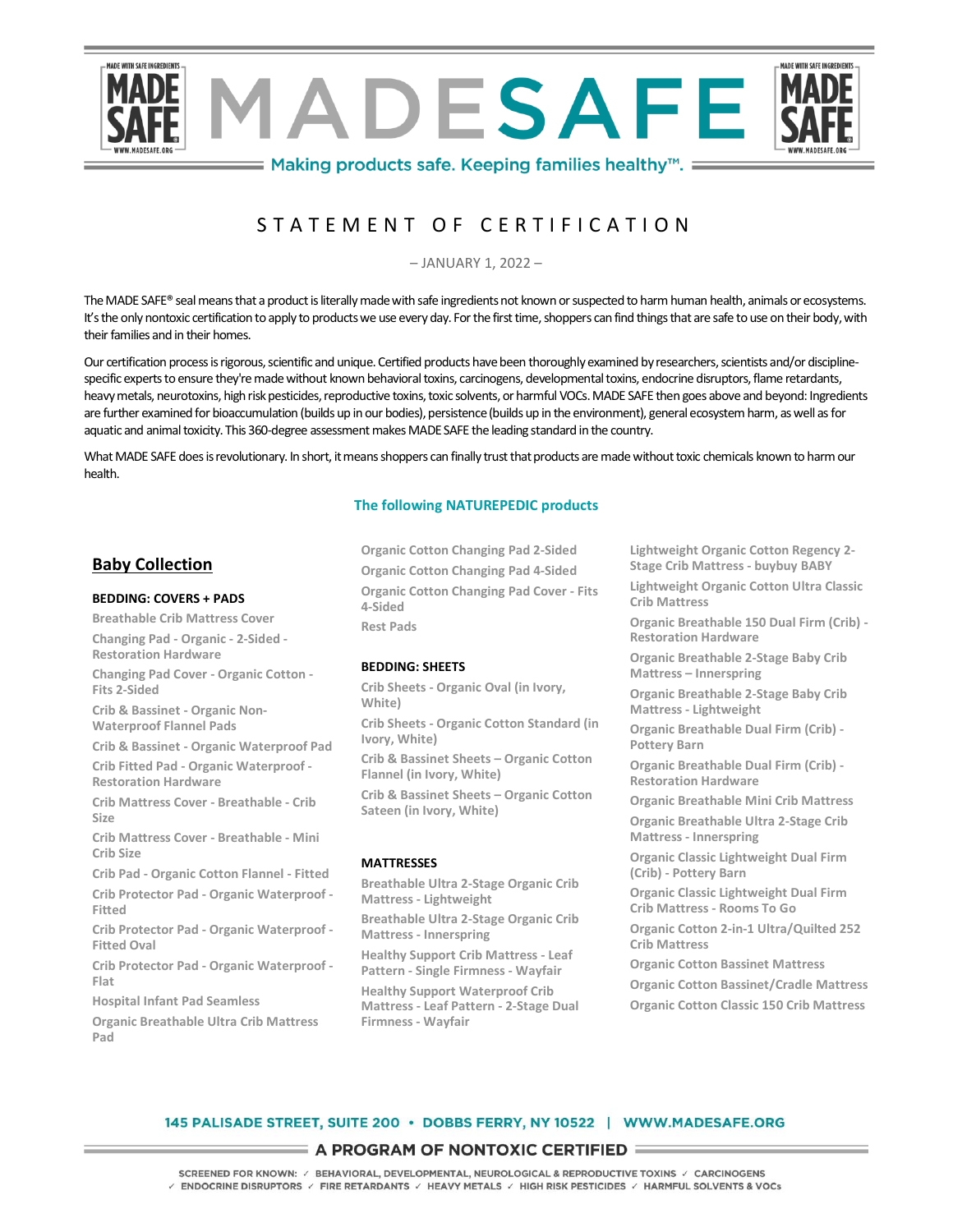# MADESAFE

Making products safe. Keeping families healthy™.

## STATEMENT OF CERTIFICATION

– JANUARY 1, 2022 –

The MADE SAFE® seal means that a product is literally made with safe ingredients not known or suspected to harm human health, animals or ecosystems. It's the only nontoxic certification to apply to products we use every day. For the first time, shoppers can find things that are safe to use on their body, with their families and in their homes.

Our certification process is rigorous, scientific and unique. Certified products have been thoroughly examined by researchers, scientists and/or discipline-specific experts to ensure they're made without known behavioral toxins, carcinogens, developmental toxins, endocrine disruptors, flame retardants, heavy metals, neurotoxins, high risk pesticides, reproductive toxins, toxic solvents, or harmful VOCs. MADE SAFE then goes above and beyond: Ingredients are further examined for bioaccumulation (builds up in our bodies), persistence (builds up in the environment), general ecosystem harm, as well as for aquatic and animal toxicity. This 360-degree assessment makes MADE SAFE the leading standard in the country.

What MADE SAFE does is revolutionary. In short, it means shoppers can finally trust that products are made without toxic chemicals known to harm our health.

**The following NATUREPEDIC products**

## Baby Collection

### BEDDING: COVERS + PADS

- Breathable Crib Mattress Cover
- Changing Pad - Organic - 2-Sided - Restoration Hardware
- Changing Pad Cover - Organic Cotton - Fits 2-Sided
- Crib & Bassinet - Organic Non-Waterproof Flannel Pads
- Crib & Bassinet - Organic Waterproof Pad
- Crib Fitted Pad - Organic Waterproof - Restoration Hardware
- Crib Mattress Cover - Breathable - Crib Size
- Crib Mattress Cover - Breathable - Mini Crib Size
- Crib Pad - Organic Cotton Flannel - Fitted
- Crib Protector Pad - Organic Waterproof - Fitted
- Crib Protector Pad - Organic Waterproof - Fitted Oval
- Crib Protector Pad - Organic Waterproof - Flat
- Hospital Infant Pad Seamless
- Organic Breathable Ultra Crib Mattress Pad
- Organic Cotton Changing Pad 2-Sided
- Organic Cotton Changing Pad 4-Sided
- Organic Cotton Changing Pad Cover - Fits 4-Sided
- Rest Pads

### BEDDING: SHEETS

- Crib Sheets - Organic Oval (in Ivory, White)
- Crib Sheets - Organic Cotton Standard (in Ivory, White)
- Crib & Bassinet Sheets – Organic Cotton Flannel (in Ivory, White)
- Crib & Bassinet Sheets – Organic Cotton Sateen (in Ivory, White)

### MATTRESSES

- Breathable Ultra 2-Stage Organic Crib Mattress - Lightweight
- Breathable Ultra 2-Stage Organic Crib Mattress - Innerspring
- Healthy Support Crib Mattress - Leaf Pattern - Single Firmness - Wayfair
- Healthy Support Waterproof Crib Mattress - Leaf Pattern - 2-Stage Dual Firmness - Wayfair
- Lightweight Organic Cotton Regency 2-Stage Crib Mattress - buybuy BABY
- Lightweight Organic Cotton Ultra Classic Crib Mattress
- Organic Breathable 150 Dual Firm (Crib) - Restoration Hardware
- Organic Breathable 2-Stage Baby Crib Mattress – Innerspring
- Organic Breathable 2-Stage Baby Crib Mattress - Lightweight
- Organic Breathable Dual Firm (Crib) - Pottery Barn
- Organic Breathable Dual Firm (Crib) - Restoration Hardware
- Organic Breathable Mini Crib Mattress
- Organic Breathable Ultra 2-Stage Crib Mattress - Innerspring
- Organic Classic Lightweight Dual Firm (Crib) - Pottery Barn
- Organic Classic Lightweight Dual Firm Crib Mattress - Rooms To Go
- Organic Cotton 2-in-1 Ultra/Quilted 252 Crib Mattress
- Organic Cotton Bassinet Mattress
- Organic Cotton Bassinet/Cradle Mattress
- Organic Cotton Classic 150 Crib Mattress

145 PALISADE STREET, SUITE 200 • DOBBS FERRY, NY 10522 | WWW.MADESAFE.ORG

A PROGRAM OF NONTOXIC CERTIFIED

SCREENED FOR KNOWN: ✓ BEHAVIORAL, DEVELOPMENTAL, NEUROLOGICAL & REPRODUCTIVE TOXINS ✓ CARCINOGENS ✓ ENDOCRINE DISRUPTORS ✓ FIRE RETARDANTS ✓ HEAVY METALS ✓ HIGH RISK PESTICIDES ✓ HARMFUL SOLVENTS & VOCs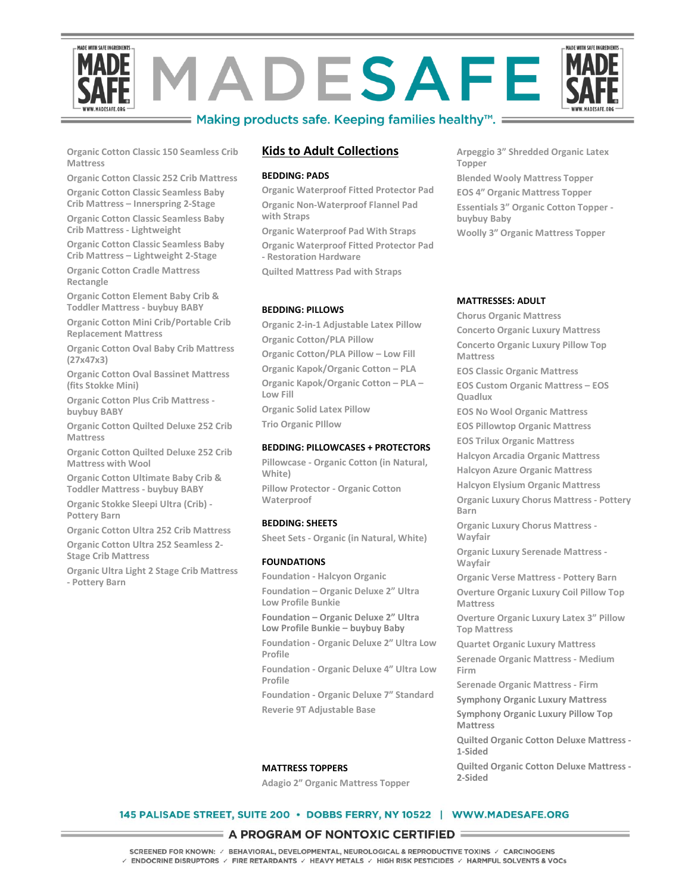Organic Cotton Classic 150 Seamless Crib Mattress

Organic Cotton Classic 252 Crib Mattress

Organic Cotton Classic Seamless Baby Crib Mattress – Innerspring 2-Stage

Organic Cotton Classic Seamless Baby Crib Mattress - Lightweight

Organic Cotton Classic Seamless Baby Crib Mattress – Lightweight 2-Stage

Organic Cotton Cradle Mattress Rectangle

Organic Cotton Element Baby Crib & Toddler Mattress - buybuy BABY

Organic Cotton Mini Crib/Portable Crib Replacement Mattress

Organic Cotton Oval Baby Crib Mattress (27x47x3)

Organic Cotton Oval Bassinet Mattress (fits Stokke Mini)

Organic Cotton Plus Crib Mattress - buybuy BABY

Organic Cotton Quilted Deluxe 252 Crib Mattress

Organic Cotton Quilted Deluxe 252 Crib Mattress with Wool

Organic Cotton Ultimate Baby Crib & Toddler Mattress - buybuy BABY

Organic Stokke Sleepi Ultra (Crib) - Pottery Barn

Organic Cotton Ultra 252 Crib Mattress

Organic Cotton Ultra 252 Seamless 2-Stage Crib Mattress

Organic Ultra Light 2 Stage Crib Mattress - Pottery Barn

## Kids to Adult Collections

**BEDDING: PADS**

Organic Waterproof Fitted Protector Pad

Organic Non-Waterproof Flannel Pad with Straps

Organic Waterproof Pad With Straps

Organic Waterproof Fitted Protector Pad - Restoration Hardware

Quilted Mattress Pad with Straps

**BEDDING: PILLOWS**

Organic 2-in-1 Adjustable Latex Pillow

Organic Cotton/PLA Pillow

Organic Cotton/PLA Pillow – Low Fill

Organic Kapok/Organic Cotton – PLA

Organic Kapok/Organic Cotton – PLA – Low Fill

Organic Solid Latex Pillow

Trio Organic PIllow

**BEDDING: PILLOWCASES + PROTECTORS**

Pillowcase - Organic Cotton (in Natural, White)

Pillow Protector - Organic Cotton Waterproof

**BEDDING: SHEETS**

Sheet Sets - Organic (in Natural, White)

**FOUNDATIONS**

Foundation - Halcyon Organic

Foundation – Organic Deluxe 2" Ultra Low Profile Bunkie

Foundation – Organic Deluxe 2" Ultra Low Profile Bunkie – buybuy Baby

Foundation - Organic Deluxe 2" Ultra Low Profile

Foundation - Organic Deluxe 4" Ultra Low Profile

Foundation - Organic Deluxe 7" Standard

Reverie 9T Adjustable Base

**MATTRESS TOPPERS**

Adagio 2" Organic Mattress Topper

Arpeggio 3" Shredded Organic Latex Topper

Blended Wooly Mattress Topper

EOS 4" Organic Mattress Topper

Essentials 3" Organic Cotton Topper - buybuy Baby

Woolly 3" Organic Mattress Topper

**MATTRESSES: ADULT**

Chorus Organic Mattress

Concerto Organic Luxury Mattress

Concerto Organic Luxury Pillow Top Mattress

EOS Classic Organic Mattress

EOS Custom Organic Mattress – EOS Quadlux

EOS No Wool Organic Mattress

EOS Pillowtop Organic Mattress

EOS Trilux Organic Mattress

Halcyon Arcadia Organic Mattress

Halcyon Azure Organic Mattress

Halcyon Elysium Organic Mattress

Organic Luxury Chorus Mattress - Pottery Barn

Organic Luxury Chorus Mattress - Wayfair

Organic Luxury Serenade Mattress - Wayfair

Organic Verse Mattress - Pottery Barn

Overture Organic Luxury Coil Pillow Top Mattress

Overture Organic Luxury Latex 3" Pillow Top Mattress

Quartet Organic Luxury Mattress

Serenade Organic Mattress - Medium Firm

Serenade Organic Mattress - Firm

Symphony Organic Luxury Mattress

Symphony Organic Luxury Pillow Top Mattress

Quilted Organic Cotton Deluxe Mattress - 1-Sided

Quilted Organic Cotton Deluxe Mattress - 2-Sided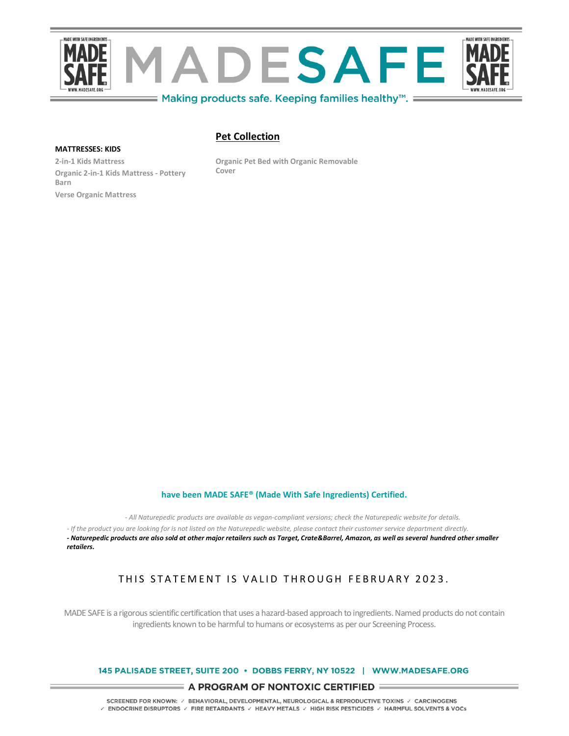# MADESAFE

Making products safe. Keeping families healthy™.

**MATTRESSES: KIDS**

**2-in-1 Kids Mattress**

**Organic 2-in-1 Kids Mattress - Pottery Barn**

**Verse Organic Mattress**

## Pet Collection

**Organic Pet Bed with Organic Removable Cover**

**have been MADE SAFE® (Made With Safe Ingredients) Certified.**

*- All Naturepedic products are available as vegan-compliant versions; check the Naturepedic website for details.*

*- If the product you are looking for is not listed on the Naturepedic website, please contact their customer service department directly.*

***- Naturepedic products are also sold at other major retailers such as Target, Crate&Barrel, Amazon, as well as several hundred other smaller retailers.***

THIS STATEMENT IS VALID THROUGH FEBRUARY 2023.

MADE SAFE is a rigorous scientific certification that uses a hazard-based approach to ingredients. Named products do not contain ingredients known to be harmful to humans or ecosystems as per our Screening Process.

145 PALISADE STREET, SUITE 200 • DOBBS FERRY, NY 10522 | WWW.MADESAFE.ORG

A PROGRAM OF NONTOXIC CERTIFIED

SCREENED FOR KNOWN: ✓ BEHAVIORAL, DEVELOPMENTAL, NEUROLOGICAL & REPRODUCTIVE TOXINS ✓ CARCINOGENS ✓ ENDOCRINE DISRUPTORS ✓ FIRE RETARDANTS ✓ HEAVY METALS ✓ HIGH RISK PESTICIDES ✓ HARMFUL SOLVENTS & VOCs